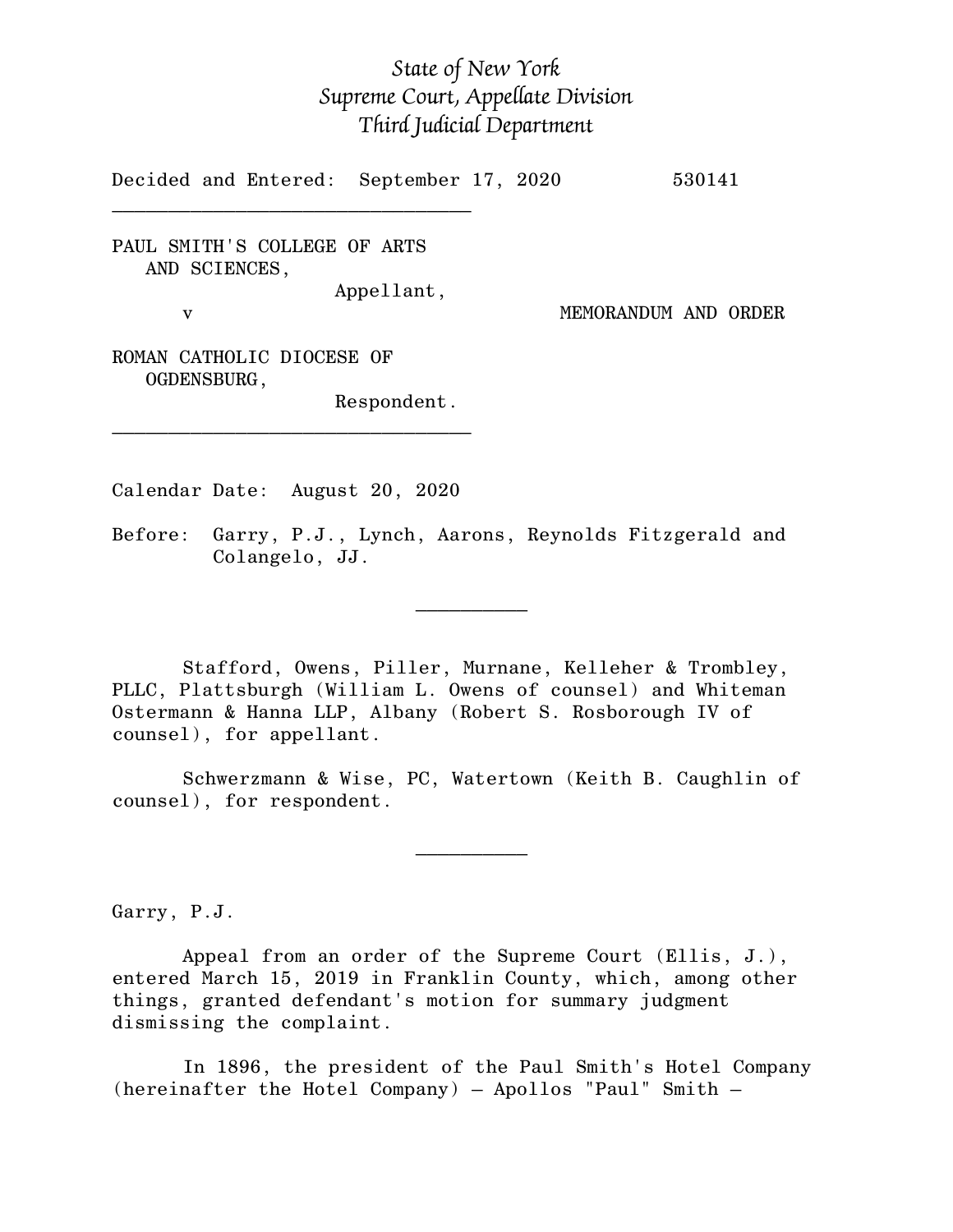*State of New York*
*Supreme Court, Appellate Division*
*Third Judicial Department*

Decided and Entered: September 17, 2020 530141

---

PAUL SMITH'S COLLEGE OF ARTS AND SCIENCES,
Appellant,

v MEMORANDUM AND ORDER

ROMAN CATHOLIC DIOCESE OF OGDENSBURG,
Respondent.

---

Calendar Date: August 20, 2020

Before: Garry, P.J., Lynch, Aarons, Reynolds Fitzgerald and Colangelo, JJ.

---

Stafford, Owens, Piller, Murnane, Kelleher & Trombley, PLLC, Plattsburgh (William L. Owens of counsel) and Whiteman Ostermann & Hanna LLP, Albany (Robert S. Rosborough IV of counsel), for appellant.

Schwerzmann & Wise, PC, Watertown (Keith B. Caughlin of counsel), for respondent.

---

Garry, P.J.

Appeal from an order of the Supreme Court (Ellis, J.), entered March 15, 2019 in Franklin County, which, among other things, granted defendant's motion for summary judgment dismissing the complaint.

In 1896, the president of the Paul Smith's Hotel Company (hereinafter the Hotel Company) – Apollos "Paul" Smith –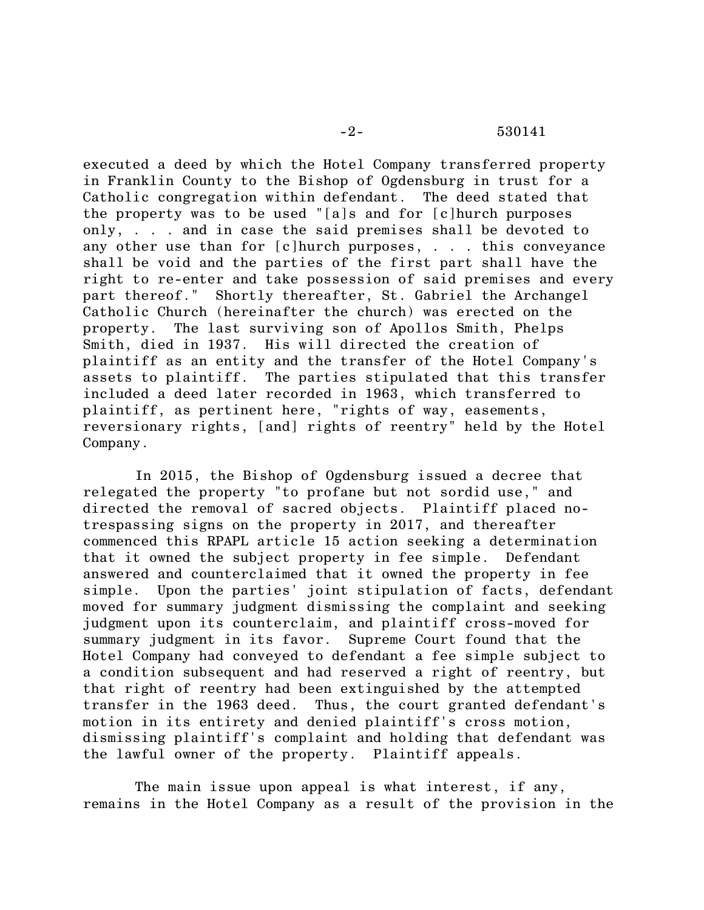executed a deed by which the Hotel Company transferred property in Franklin County to the Bishop of Ogdensburg in trust for a Catholic congregation within defendant. The deed stated that the property was to be used "[a]s and for [c]hurch purposes only, . . . and in case the said premises shall be devoted to any other use than for [c]hurch purposes, . . . this conveyance shall be void and the parties of the first part shall have the right to re-enter and take possession of said premises and every part thereof." Shortly thereafter, St. Gabriel the Archangel Catholic Church (hereinafter the church) was erected on the property. The last surviving son of Apollos Smith, Phelps Smith, died in 1937. His will directed the creation of plaintiff as an entity and the transfer of the Hotel Company's assets to plaintiff. The parties stipulated that this transfer included a deed later recorded in 1963, which transferred to plaintiff, as pertinent here, "rights of way, easements, reversionary rights, [and] rights of reentry" held by the Hotel Company.

In 2015, the Bishop of Ogdensburg issued a decree that relegated the property "to profane but not sordid use," and directed the removal of sacred objects. Plaintiff placed no-trespassing signs on the property in 2017, and thereafter commenced this RPAPL article 15 action seeking a determination that it owned the subject property in fee simple. Defendant answered and counterclaimed that it owned the property in fee simple. Upon the parties' joint stipulation of facts, defendant moved for summary judgment dismissing the complaint and seeking judgment upon its counterclaim, and plaintiff cross-moved for summary judgment in its favor. Supreme Court found that the Hotel Company had conveyed to defendant a fee simple subject to a condition subsequent and had reserved a right of reentry, but that right of reentry had been extinguished by the attempted transfer in the 1963 deed. Thus, the court granted defendant's motion in its entirety and denied plaintiff's cross motion, dismissing plaintiff's complaint and holding that defendant was the lawful owner of the property. Plaintiff appeals.

The main issue upon appeal is what interest, if any, remains in the Hotel Company as a result of the provision in the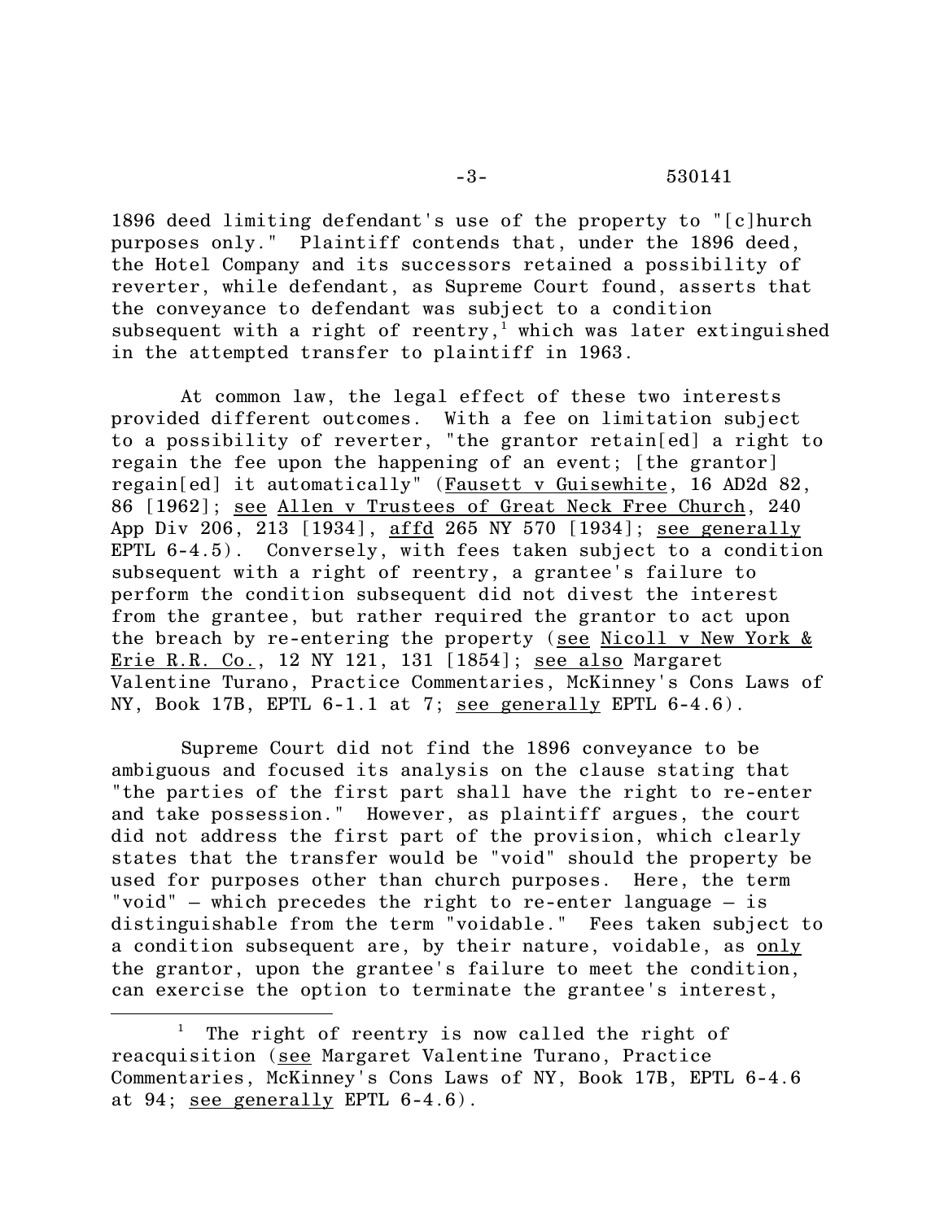1896 deed limiting defendant's use of the property to "[c]hurch purposes only." Plaintiff contends that, under the 1896 deed, the Hotel Company and its successors retained a possibility of reverter, while defendant, as Supreme Court found, asserts that the conveyance to defendant was subject to a condition subsequent with a right of reentry,[1] which was later extinguished in the attempted transfer to plaintiff in 1963.

At common law, the legal effect of these two interests provided different outcomes. With a fee on limitation subject to a possibility of reverter, "the grantor retain[ed] a right to regain the fee upon the happening of an event; [the grantor] regain[ed] it automatically" (Fausett v Guisewhite, 16 AD2d 82, 86 [1962]; see Allen v Trustees of Great Neck Free Church, 240 App Div 206, 213 [1934], affd 265 NY 570 [1934]; see generally EPTL 6-4.5). Conversely, with fees taken subject to a condition subsequent with a right of reentry, a grantee's failure to perform the condition subsequent did not divest the interest from the grantee, but rather required the grantor to act upon the breach by re-entering the property (see Nicoll v New York & Erie R.R. Co., 12 NY 121, 131 [1854]; see also Margaret Valentine Turano, Practice Commentaries, McKinney's Cons Laws of NY, Book 17B, EPTL 6-1.1 at 7; see generally EPTL 6-4.6).

Supreme Court did not find the 1896 conveyance to be ambiguous and focused its analysis on the clause stating that "the parties of the first part shall have the right to re-enter and take possession." However, as plaintiff argues, the court did not address the first part of the provision, which clearly states that the transfer would be "void" should the property be used for purposes other than church purposes. Here, the term "void" – which precedes the right to re-enter language – is distinguishable from the term "voidable." Fees taken subject to a condition subsequent are, by their nature, voidable, as only the grantor, upon the grantee's failure to meet the condition, can exercise the option to terminate the grantee's interest,

[1] The right of reentry is now called the right of reacquisition (see Margaret Valentine Turano, Practice Commentaries, McKinney's Cons Laws of NY, Book 17B, EPTL 6-4.6 at 94; see generally EPTL 6-4.6).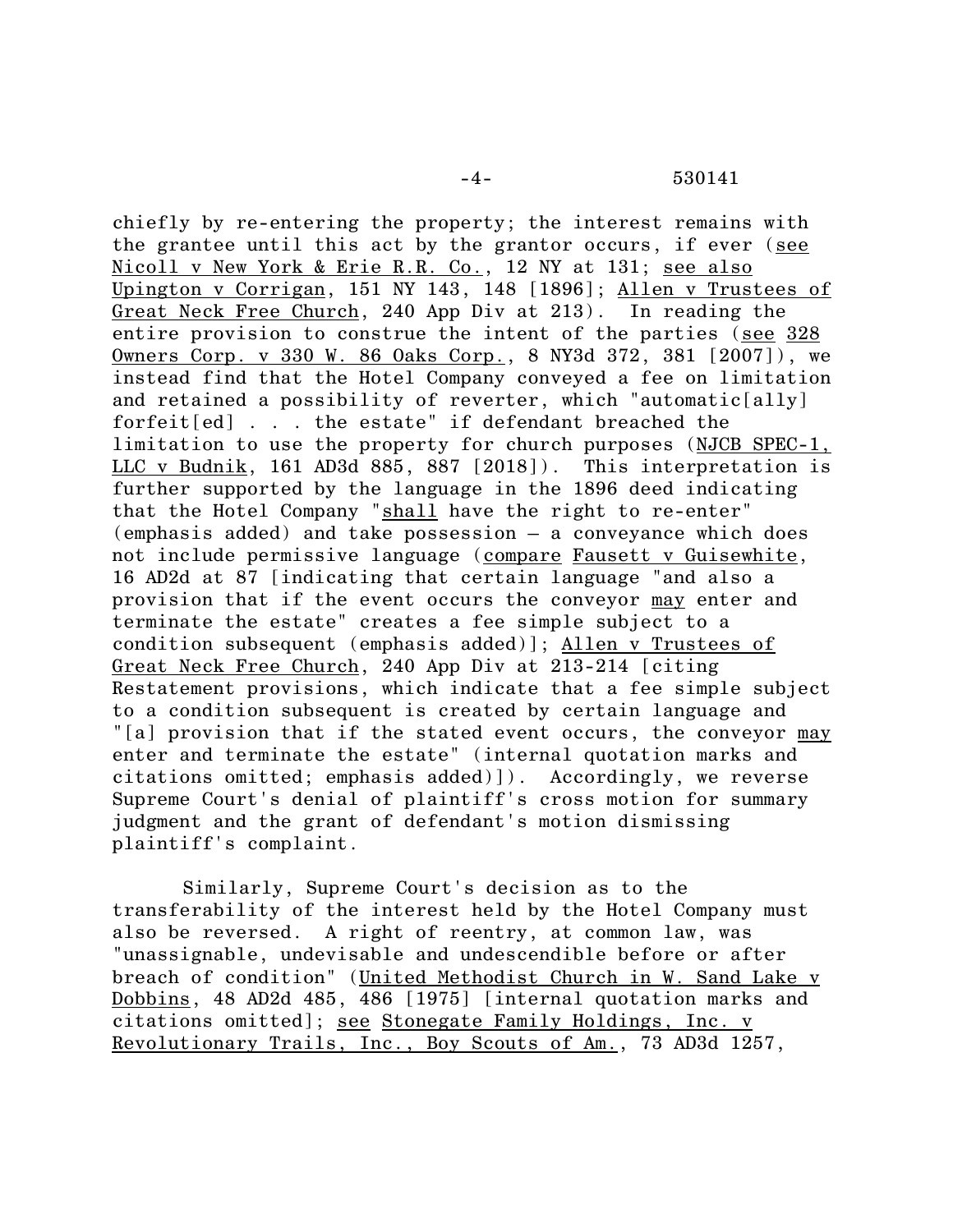chiefly by re-entering the property; the interest remains with the grantee until this act by the grantor occurs, if ever (see Nicoll v New York & Erie R.R. Co., 12 NY at 131; see also Upington v Corrigan, 151 NY 143, 148 [1896]; Allen v Trustees of Great Neck Free Church, 240 App Div at 213). In reading the entire provision to construe the intent of the parties (see 328 Owners Corp. v 330 W. 86 Oaks Corp., 8 NY3d 372, 381 [2007]), we instead find that the Hotel Company conveyed a fee on limitation and retained a possibility of reverter, which "automatic[ally] forfeit[ed] . . . the estate" if defendant breached the limitation to use the property for church purposes (NJCB SPEC-1, LLC v Budnik, 161 AD3d 885, 887 [2018]). This interpretation is further supported by the language in the 1896 deed indicating that the Hotel Company "shall have the right to re-enter" (emphasis added) and take possession – a conveyance which does not include permissive language (compare Fausett v Guisewhite, 16 AD2d at 87 [indicating that certain language "and also a provision that if the event occurs the conveyor may enter and terminate the estate" creates a fee simple subject to a condition subsequent (emphasis added)]; Allen v Trustees of Great Neck Free Church, 240 App Div at 213-214 [citing Restatement provisions, which indicate that a fee simple subject to a condition subsequent is created by certain language and "[a] provision that if the stated event occurs, the conveyor may enter and terminate the estate" (internal quotation marks and citations omitted; emphasis added)]). Accordingly, we reverse Supreme Court's denial of plaintiff's cross motion for summary judgment and the grant of defendant's motion dismissing plaintiff's complaint.

Similarly, Supreme Court's decision as to the transferability of the interest held by the Hotel Company must also be reversed. A right of reentry, at common law, was "unassignable, undevisable and undescendible before or after breach of condition" (United Methodist Church in W. Sand Lake v Dobbins, 48 AD2d 485, 486 [1975] [internal quotation marks and citations omitted]; see Stonegate Family Holdings, Inc. v Revolutionary Trails, Inc., Boy Scouts of Am., 73 AD3d 1257,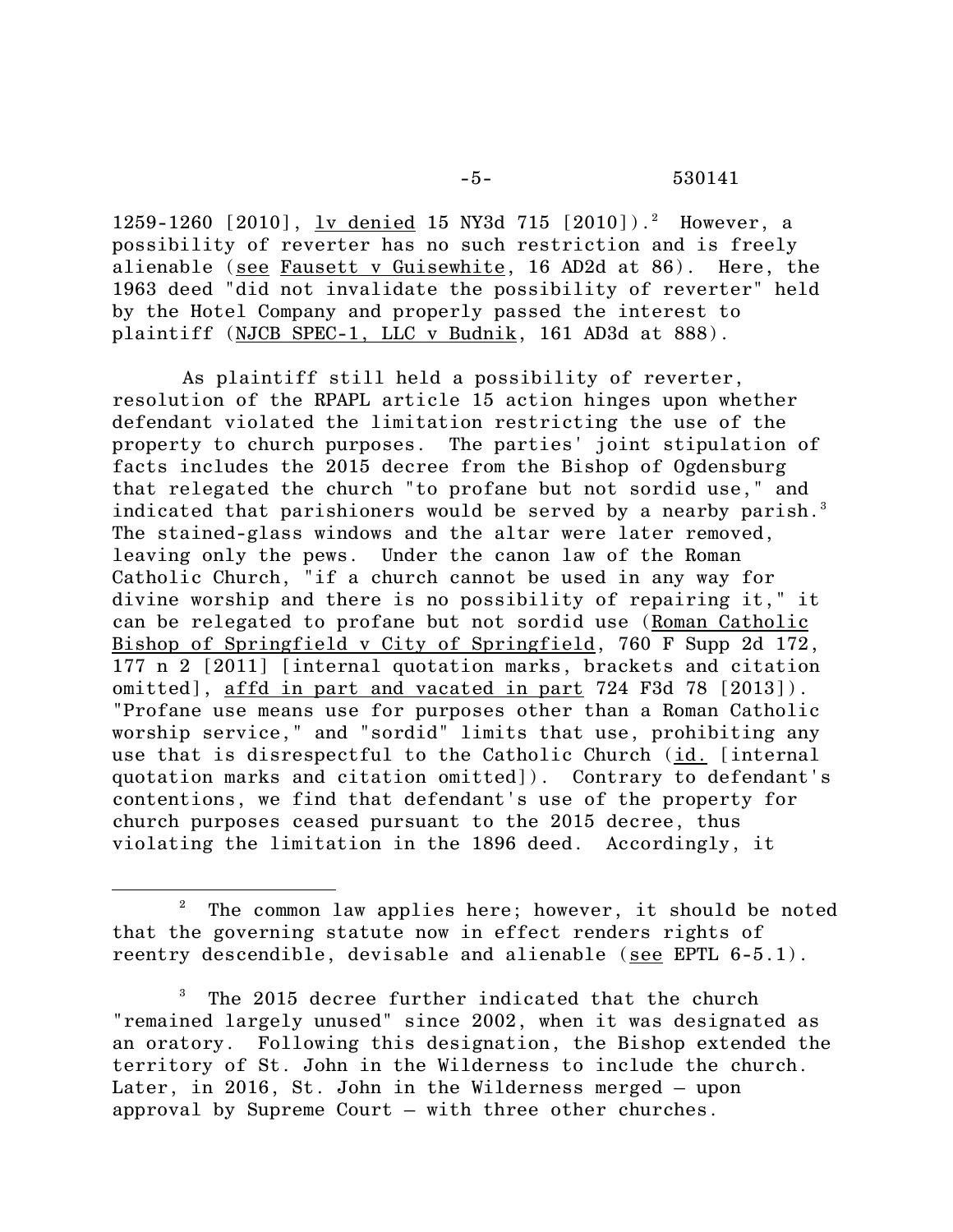1259-1260 [2010], lv denied 15 NY3d 715 [2010]).[2] However, a possibility of reverter has no such restriction and is freely alienable (see Fausett v Guisewhite, 16 AD2d at 86). Here, the 1963 deed "did not invalidate the possibility of reverter" held by the Hotel Company and properly passed the interest to plaintiff (NJCB SPEC-1, LLC v Budnik, 161 AD3d at 888).

As plaintiff still held a possibility of reverter, resolution of the RPAPL article 15 action hinges upon whether defendant violated the limitation restricting the use of the property to church purposes. The parties' joint stipulation of facts includes the 2015 decree from the Bishop of Ogdensburg that relegated the church "to profane but not sordid use," and indicated that parishioners would be served by a nearby parish.[3] The stained-glass windows and the altar were later removed, leaving only the pews. Under the canon law of the Roman Catholic Church, "if a church cannot be used in any way for divine worship and there is no possibility of repairing it," it can be relegated to profane but not sordid use (Roman Catholic Bishop of Springfield v City of Springfield, 760 F Supp 2d 172, 177 n 2 [2011] [internal quotation marks, brackets and citation omitted], affd in part and vacated in part 724 F3d 78 [2013]). "Profane use means use for purposes other than a Roman Catholic worship service," and "sordid" limits that use, prohibiting any use that is disrespectful to the Catholic Church (id. [internal quotation marks and citation omitted]). Contrary to defendant's contentions, we find that defendant's use of the property for church purposes ceased pursuant to the 2015 decree, thus violating the limitation in the 1896 deed. Accordingly, it

---

[2] The common law applies here; however, it should be noted that the governing statute now in effect renders rights of reentry descendible, devisable and alienable (see EPTL 6-5.1).

[3] The 2015 decree further indicated that the church "remained largely unused" since 2002, when it was designated as an oratory. Following this designation, the Bishop extended the territory of St. John in the Wilderness to include the church. Later, in 2016, St. John in the Wilderness merged – upon approval by Supreme Court – with three other churches.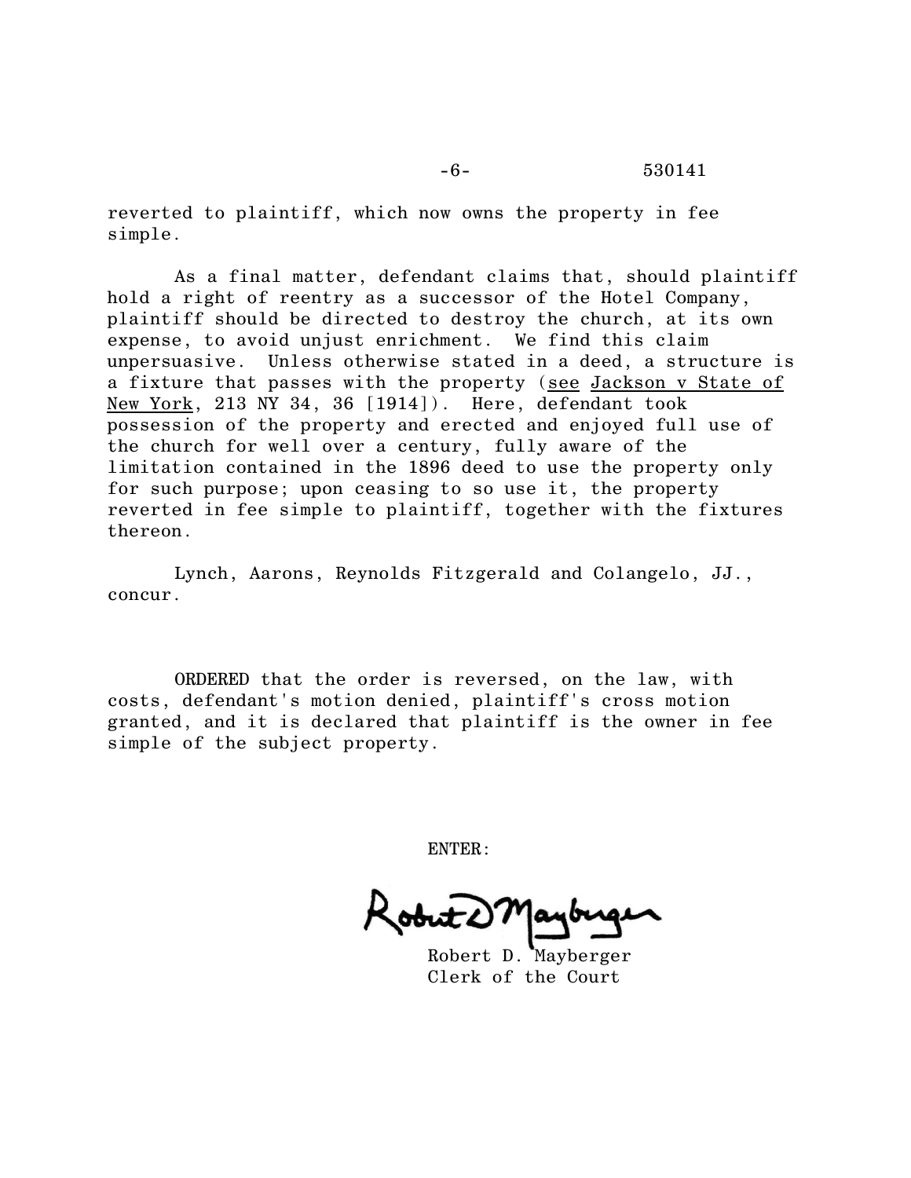reverted to plaintiff, which now owns the property in fee simple.

As a final matter, defendant claims that, should plaintiff hold a right of reentry as a successor of the Hotel Company, plaintiff should be directed to destroy the church, at its own expense, to avoid unjust enrichment. We find this claim unpersuasive. Unless otherwise stated in a deed, a structure is a fixture that passes with the property (see Jackson v State of New York, 213 NY 34, 36 [1914]). Here, defendant took possession of the property and erected and enjoyed full use of the church for well over a century, fully aware of the limitation contained in the 1896 deed to use the property only for such purpose; upon ceasing to so use it, the property reverted in fee simple to plaintiff, together with the fixtures thereon.

Lynch, Aarons, Reynolds Fitzgerald and Colangelo, JJ., concur.

ORDERED that the order is reversed, on the law, with costs, defendant's motion denied, plaintiff's cross motion granted, and it is declared that plaintiff is the owner in fee simple of the subject property.

ENTER:

Robert D. Mayberger
Clerk of the Court